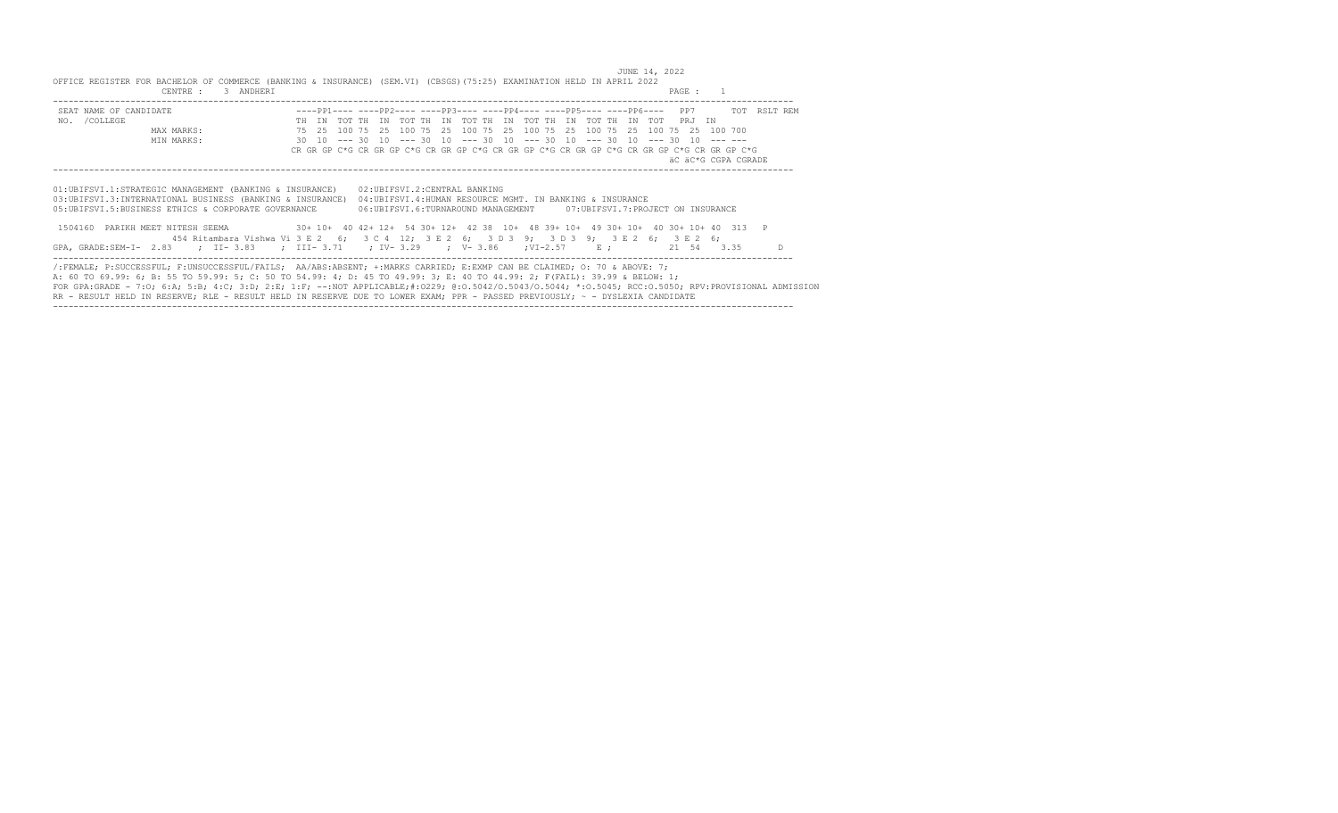OFFICE REGISTER FOR BACHELOR OF COMMERCE (BANKING & INSURANCE) (SEM.VI) (CBSGS)(75:25) EXAMINATION HELD IN APRIL 2022

JUNE 14, 2022

CENTRE : 3 ANDHERI

```
SEAT NAME OF CANDIDATE                   ----PP1---- ----PP2---- ----PP3---- ----PP4---- ----PP5---- ----PP6----   PP7      TOT  RSLT REM
NO.  /COLLEGE                            TH  IN  TOT TH  IN  TOT TH  IN  TOT TH  IN  TOT TH  IN  TOT TH  IN  TOT   PRJ  IN
               MAX MARKS:                75  25  100 75  25  100 75  25  100 75  25  100 75  25  100 75  25  100 75  25  100 700
               MIN MARKS:                30  10  --- 30  10  --- 30  10  --- 30  10  --- 30  10  --- 30  10  --- 30  10  --- ---
                                         CR GR GP C*G CR GR GP C*G CR GR GP C*G CR GR GP C*G CR GR GP C*G CR GR GP C*G CR GR GP C*G
                                                                                                          äC äC*G CGPA CGRADE
```

01:UBIFSVI.1:STRATEGIC MANAGEMENT (BANKING & INSURANCE) 02:UBIFSVI.2:CENTRAL BANKING
03:UBIFSVI.3:INTERNATIONAL BUSINESS (BANKING & INSURANCE) 04:UBIFSVI.4:HUMAN RESOURCE MGMT. IN BANKING & INSURANCE
05:UBIFSVI.5:BUSINESS ETHICS & CORPORATE GOVERNANCE 06:UBIFSVI.6:TURNAROUND MANAGEMENT 07:UBIFSVI.7:PROJECT ON INSURANCE

```
1504160  PARIKH MEET NITESH SEEMA        30+ 10+  40 42+ 12+  54 30+ 12+  42 38  10+  48 39+ 10+  49 30+ 10+  40 30+ 10+ 40  313   P
              454 Ritambara Vishwa Vi 3 E 2  6;  3 C 4  12;  3 E 2  6;  3 D 3  9;  3 D 3  9;  3 E 2  6;  3 E 2  6;
GPA, GRADE:SEM-I- 2.83   ; II- 3.83   ; III- 3.71   ; IV- 3.29   ; V- 3.86   ;VI-2.57    E ;         21  54   3.35      D
```

/:FEMALE; P:SUCCESSFUL; F:UNSUCCESSFUL/FAILS; AA/ABS:ABSENT; +:MARKS CARRIED; E:EXMP CAN BE CLAIMED; O: 70 & ABOVE: 7;
A: 60 TO 69.99: 6; B: 55 TO 59.99: 5; C: 50 TO 54.99: 4; D: 45 TO 49.99: 3; E: 40 TO 44.99: 2; F(FAIL): 39.99 & BELOW: 1;
FOR GPA:GRADE - 7:O; 6:A; 5:B; 4:C; 3:D; 2:E; 1:F; --:NOT APPLICABLE;#:O229; @:O.5042/O.5043/O.5044; *:O.5045; RCC:O.5050; RPV:PROVISIONAL ADMISSION
RR - RESULT HELD IN RESERVE; RLE - RESULT HELD IN RESERVE DUE TO LOWER EXAM; PPR - PASSED PREVIOUSLY; ~ - DYSLEXIA CANDIDATE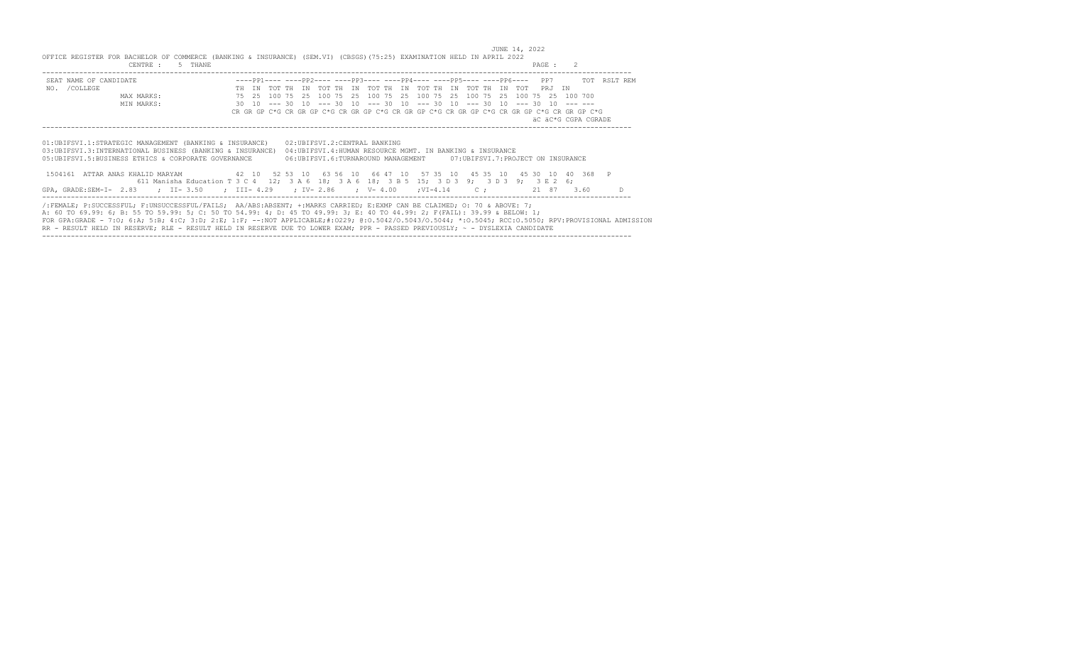JUNE 14, 2022

OFFICE REGISTER FOR BACHELOR OF COMMERCE (BANKING & INSURANCE) (SEM.VI) (CBSGS)(75:25) EXAMINATION HELD IN APRIL 2022

CENTRE : 5 THANE

```
SEAT NAME OF CANDIDATE                ----PP1---- ----PP2---- ----PP3---- ----PP4---- ----PP5---- ----PP6----   PP7      TOT  RSLT REM
NO.  /COLLEGE                         TH  IN  TOT TH  IN  TOT TH  IN  TOT TH  IN  TOT TH  IN  TOT TH  IN  TOT   PRJ  IN
                MAX MARKS:            75  25  100 75  25  100 75  25  100 75  25  100 75  25  100 75  25  100 75  25  100 700
                MIN MARKS:            30  10  --- 30  10  --- 30  10  --- 30  10  --- 30  10  --- 30  10  --- 30  10  --- ---
                                      CR GR GP C*G CR GR GP C*G CR GR GP C*G CR GR GP C*G CR GR GP C*G CR GR GP C*G CR GR GP C*G
                                                                                                               äC äC*G CGPA CGRADE
```

01:UBIFSVI.1:STRATEGIC MANAGEMENT (BANKING & INSURANCE) 02:UBIFSVI.2:CENTRAL BANKING

03:UBIFSVI.3:INTERNATIONAL BUSINESS (BANKING & INSURANCE) 04:UBIFSVI.4:HUMAN RESOURCE MGMT. IN BANKING & INSURANCE

05:UBIFSVI.5:BUSINESS ETHICS & CORPORATE GOVERNANCE 06:UBIFSVI.6:TURNAROUND MANAGEMENT 07:UBIFSVI.7:PROJECT ON INSURANCE

```
1504161  ATTAR ANAS KHALID MARYAM       42  10   52 53  10   63 56  10   66 47  10   57 35  10   45 35  10   45 30  10  40  368   P
              611 Manisha Education T 3 C 4   12;  3 A 6  18;  3 A 6  18;  3 B 5  15;  3 D 3  9;   3 D 3  9;   3 E 2  6;
GPA, GRADE:SEM-I- 2.83    ; II- 3.50    ; III- 4.29    ; IV- 2.86    ; V- 4.00    ;VI-4.14      C ;          21  87    3.60       D
```

/:FEMALE; P:SUCCESSFUL; F:UNSUCCESSFUL/FAILS; AA/ABS:ABSENT; +:MARKS CARRIED; E:EXMP CAN BE CLAIMED; O: 70 & ABOVE: 7;
A: 60 TO 69.99: 6; B: 55 TO 59.99: 5; C: 50 TO 54.99: 4; D: 45 TO 49.99: 3; E: 40 TO 44.99: 2; F(FAIL): 39.99 & BELOW: 1;
FOR GPA:GRADE - 7:O; 6:A; 5:B; 4:C; 3:D; 2:E; 1:F; --:NOT APPLICABLE;#:O229; @:O.5042/O.5043/O.5044; *:O.5045; RCC:O.5050; RPV:PROVISIONAL ADMISSION
RR - RESULT HELD IN RESERVE; RLE - RESULT HELD IN RESERVE DUE TO LOWER EXAM; PPR - PASSED PREVIOUSLY; ~ - DYSLEXIA CANDIDATE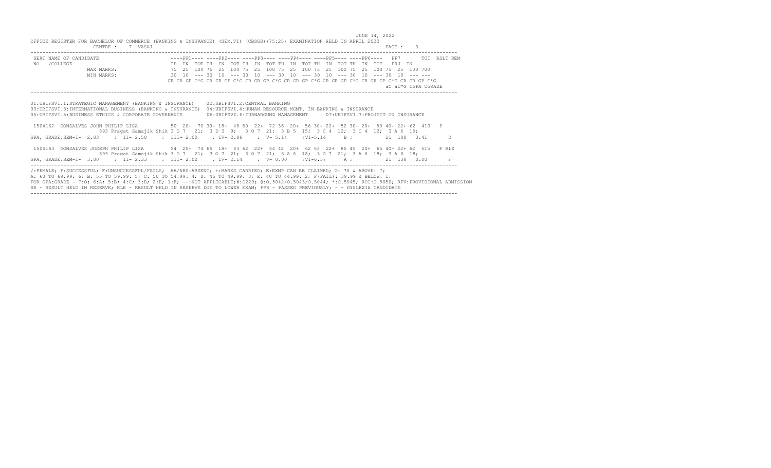JUNE 14, 2022

OFFICE REGISTER FOR BACHELOR OF COMMERCE (BANKING & INSURANCE) (SEM.VI) (CBSGS)(75:25) EXAMINATION HELD IN APRIL 2022

CENTRE : 7 VASAI

```
SEAT NAME OF CANDIDATE                ----PP1---- ----PP2---- ----PP3---- ----PP4---- ----PP5---- ----PP6----   PP7       TOT  RSLT REM
NO.  /COLLEGE                         TH  IN  TOT TH  IN  TOT TH  IN  TOT TH  IN  TOT TH  IN  TOT TH  IN  TOT  PRJ  IN
                 MAX MARKS:           75  25  100 75  25  100 75  25  100 75  25  100 75  25  100 75  25  100 75  25  100 700
                 MIN MARKS:           30  10  --- 30  10  --- 30  10  --- 30  10  --- 30  10  --- 30  10  --- 30  10  --- ---
                                      CR GR GP C*G CR GR GP C*G CR GR GP C*G CR GR GP C*G CR GR GP C*G CR GR GP C*G CR GR GP C*G
                                                                                                      äC äC*G CGPA CGRADE
```

01:UBIFSVI.1:STRATEGIC MANAGEMENT (BANKING & INSURANCE)  02:UBIFSVI.2:CENTRAL BANKING
03:UBIFSVI.3:INTERNATIONAL BUSINESS (BANKING & INSURANCE)  04:UBIFSVI.4:HUMAN RESOURCE MGMT. IN BANKING & INSURANCE
05:UBIFSVI.5:BUSINESS ETHICS & CORPORATE GOVERNANCE  06:UBIFSVI.6:TURNAROUND MANAGEMENT  07:UBIFSVI.7:PROJECT ON INSURANCE

```
 1504162  GONSALVES JOHN PHILIP LISA          50  20+  70 30+ 18+  48 50  22+  72 36  20+  56 30+ 22+  52 30+ 20+  50 40+ 22+ 62  410   P
                 893 Pragat Samajik Shik 3 O 7  21;  3 D 3  9;  3 O 7  21;  3 B 5  15;  3 C 4  12;  3 C 4  12;  3 A 6  18;
GPA, GRADE:SEM-I-  2.83   ; II- 2.50    ; III- 2.00    ; IV- 2.86    ; V- 5.14    ;VI-5.14     B ;          21  108   3.41       D

 1504163  GONSALVES JOSEPH PHILIP LISA        54  20+  74 65  18+  83 62  22+  84 42  20+  62 63  22+  85 45  20+  65 40+ 22+ 62  515   P RLE
                 893 Pragat Samajik Shik 3 O 7  21;  3 O 7  21;  3 O 7  21;  3 A 6  18;  3 O 7  21;  3 A 6  18;  3 A 6  18;
GPA, GRADE:SEM-I-  3.00   ; II- 2.33    ; III- 2.00    ; IV- 2.14    ; V- 0.00    ;VI-6.57     A ;          21  138   0.00       F
```

/:FEMALE; P:SUCCESSFUL; F:UNSUCCESSFUL/FAILS; AA/ABS:ABSENT; +:MARKS CARRIED; E:EXMP CAN BE CLAIMED; O: 70 & ABOVE: 7;
A: 60 TO 69.99: 6; B: 55 TO 59.99: 5; C: 50 TO 54.99: 4; D: 45 TO 49.99: 3; E: 40 TO 44.99: 2; F(FAIL): 39.99 & BELOW: 1;
FOR GPA:GRADE - 7:O; 6:A; 5:B; 4:C; 3:D; 2:E; 1:F; --:NOT APPLICABLE;#:O229; @:O.5042/O.5043/O.5044; *:O.5045; RCC:O.5050; RPV:PROVISIONAL ADMISSION
RR - RESULT HELD IN RESERVE; RLE - RESULT HELD IN RESERVE DUE TO LOWER EXAM; PPR - PASSED PREVIOUSLY; ~ - DYSLEXIA CANDIDATE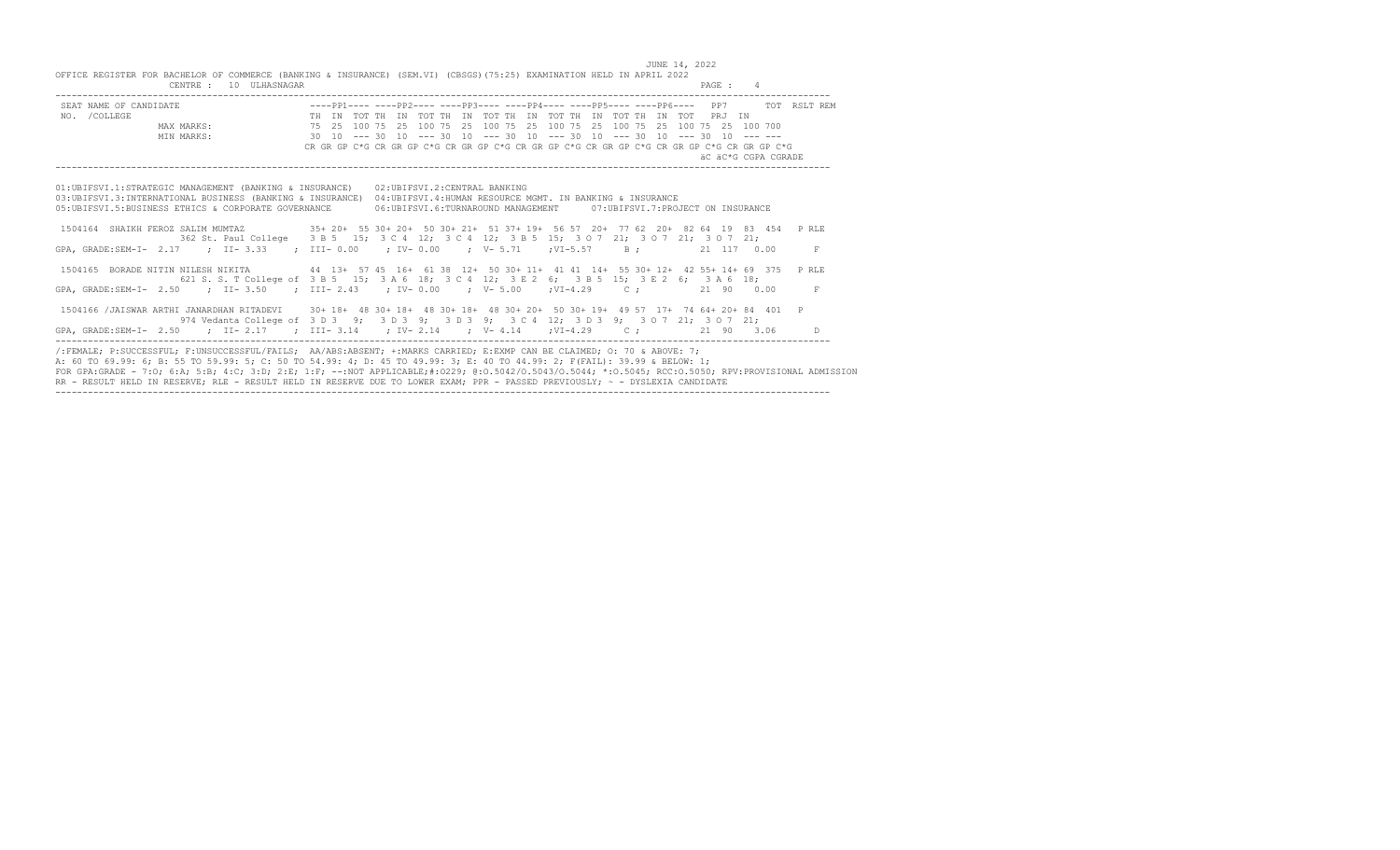JUNE 14, 2022

OFFICE REGISTER FOR BACHELOR OF COMMERCE (BANKING & INSURANCE) (SEM.VI) (CBSGS)(75:25) EXAMINATION HELD IN APRIL 2022

CENTRE : 10 ULHASNAGAR

```
SEAT NAME OF CANDIDATE                    ----PP1---- ----PP2---- ----PP3---- ----PP4---- ----PP5---- ----PP6----  PP7      TOT  RSLT REM
NO.  /COLLEGE                             TH  IN  TOT TH  IN  TOT TH  IN  TOT TH  IN  TOT TH  IN  TOT TH  IN  TOT  PRJ  IN
                 MAX MARKS:               75  25  100 75  25  100 75  25  100 75  25  100 75  25  100 75  25  100 75  25  100 700
                 MIN MARKS:               30  10  --- 30  10  --- 30  10  --- 30  10  --- 30  10  --- 30  10  --- 30  10  --- ---
                                          CR GR GP C*G CR GR GP C*G CR GR GP C*G CR GR GP C*G CR GR GP C*G CR GR GP C*G CR GR GP C*G
                                                                                                          äC äC*G CGPA CGRADE
```

01:UBIFSVI.1:STRATEGIC MANAGEMENT (BANKING & INSURANCE)    02:UBIFSVI.2:CENTRAL BANKING
03:UBIFSVI.3:INTERNATIONAL BUSINESS (BANKING & INSURANCE)  04:UBIFSVI.4:HUMAN RESOURCE MGMT. IN BANKING & INSURANCE
05:UBIFSVI.5:BUSINESS ETHICS & CORPORATE GOVERNANCE        06:UBIFSVI.6:TURNAROUND MANAGEMENT      07:UBIFSVI.7:PROJECT ON INSURANCE

```
 1504164  SHAIKH FEROZ SALIM MUMTAZ            35+ 20+  55 30+ 20+  50 30+ 21+  51 37+ 19+  56 57  20+  77 62  20+  82 64  19  83  454   P RLE
                    362 St. Paul College    3 B 5  15;  3 C 4  12;  3 C 4  12;  3 B 5  15;  3 O 7  21;  3 O 7  21;  3 O 7  21;
GPA, GRADE:SEM-I- 2.17    ; II- 3.33    ; III- 0.00    ; IV- 0.00    ; V- 5.71    ;VI-5.57      B ;          21  117  0.00       F

 1504165  BORADE NITIN NILESH NIKITA           44  13+  57 45  16+  61 38  12+  50 30+ 11+  41 41  14+  55 30+ 12+  42 55+ 14+ 69  375   P RLE
                    621 S. S. T College of  3 B 5  15;  3 A 6  18;  3 C 4  12;  3 E 2  6;   3 B 5  15;  3 E 2  6;   3 A 6  18;
GPA, GRADE:SEM-I- 2.50    ; II- 3.50    ; III- 2.43    ; IV- 0.00    ; V- 5.00    ;VI-4.29      C ;          21  90   0.00       F

 1504166 /JAISWAR ARTHI JANARDHAN RITADEVI     30+ 18+  48 30+ 18+  48 30+ 18+  48 30+ 20+  50 30+ 19+  49 57  17+  74 64+ 20+ 84  401   P
                    974 Vedanta College of  3 D 3  9;   3 D 3  9;   3 D 3  9;   3 C 4  12;  3 D 3  9;   3 O 7  21;  3 O 7  21;
GPA, GRADE:SEM-I- 2.50    ; II- 2.17    ; III- 3.14    ; IV- 2.14    ; V- 4.14    ;VI-4.29      C ;          21  90   3.06       D
```

/:FEMALE; P:SUCCESSFUL; F:UNSUCCESSFUL/FAILS; AA/ABS:ABSENT; +:MARKS CARRIED; E:EXMP CAN BE CLAIMED; O: 70 & ABOVE: 7;
A: 60 TO 69.99: 6; B: 55 TO 59.99: 5; C: 50 TO 54.99: 4; D: 45 TO 49.99: 3; E: 40 TO 44.99: 2; F(FAIL): 39.99 & BELOW: 1;
FOR GPA:GRADE - 7:O; 6:A; 5:B; 4:C; 3:D; 2:E; 1:F; --:NOT APPLICABLE;#:O229; @:O.5042/O.5043/O.5044; *:O.5045; RCC:O.5050; RPV:PROVISIONAL ADMISSION
RR - RESULT HELD IN RESERVE; RLE - RESULT HELD IN RESERVE DUE TO LOWER EXAM; PPR - PASSED PREVIOUSLY; ~ - DYSLEXIA CANDIDATE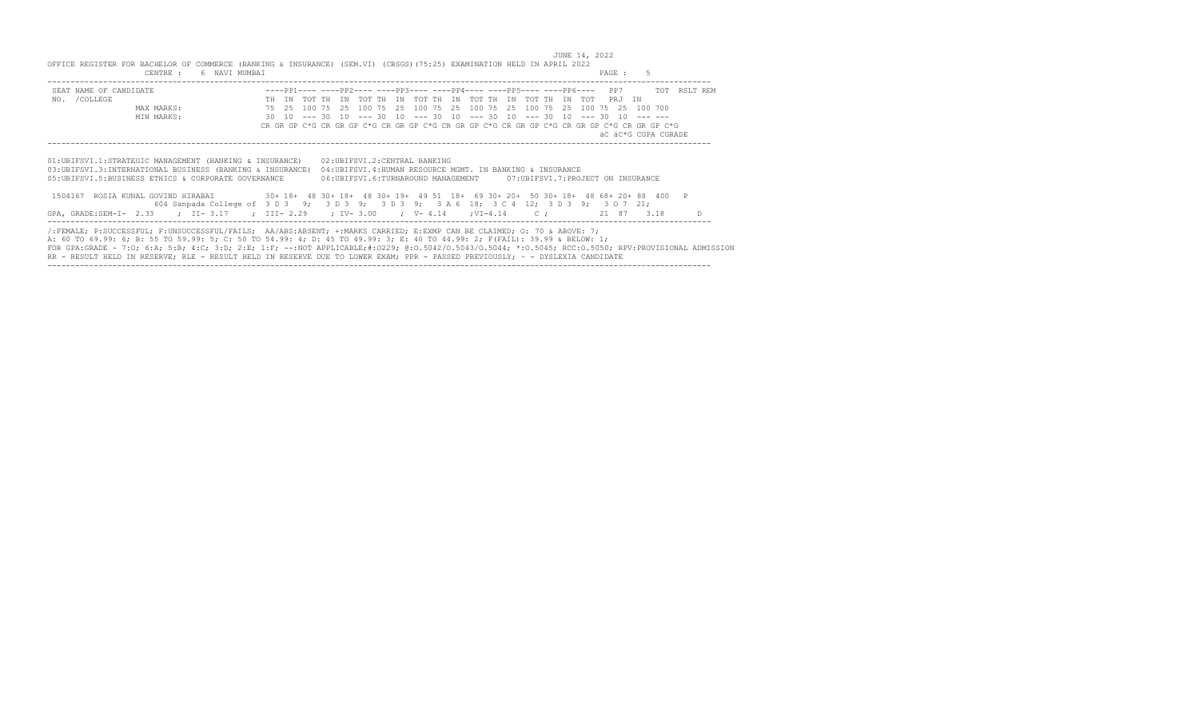JUNE 14, 2022

OFFICE REGISTER FOR BACHELOR OF COMMERCE (BANKING & INSURANCE) (SEM.VI) (CBSGS)(75:25) EXAMINATION HELD IN APRIL 2022

CENTRE : 6 NAVI MUMBAI

PAGE : 5

```
SEAT NAME OF CANDIDATE                ----PP1---- ----PP2---- ----PP3---- ----PP4---- ----PP5---- ----PP6----   PP7      TOT  RSLT REM
NO.  /COLLEGE                         TH  IN  TOT TH  IN  TOT TH  IN  TOT TH  IN  TOT TH  IN  TOT TH  IN  TOT   PRJ  IN
              MAX MARKS:              75  25  100 75  25  100 75  25  100 75  25  100 75  25  100 75  25  100 75  25  100 700
              MIN MARKS:              30  10  --- 30  10  --- 30  10  --- 30  10  --- 30  10  --- 30  10  --- 30  10  --- ---
                                      CR GR GP C*G CR GR GP C*G CR GR GP C*G CR GR GP C*G CR GR GP C*G CR GR GP C*G CR GR GP C*G
                                                                                                                  äC äC*G CGPA CGRADE
```

01:UBIFSVI.1:STRATEGIC MANAGEMENT (BANKING & INSURANCE)  02:UBIFSVI.2:CENTRAL BANKING
03:UBIFSVI.3:INTERNATIONAL BUSINESS (BANKING & INSURANCE)  04:UBIFSVI.4:HUMAN RESOURCE MGMT. IN BANKING & INSURANCE
05:UBIFSVI.5:BUSINESS ETHICS & CORPORATE GOVERNANCE  06:UBIFSVI.6:TURNAROUND MANAGEMENT  07:UBIFSVI.7:PROJECT ON INSURANCE

```
1504167  ROSIA KUNAL GOVIND HIRABAI          30+ 18+  48 30+ 18+  48 30+ 19+  49 51  18+  69 30+ 20+  50 30+ 18+  48 68+ 20+ 88  400   P
                  604 Sanpada College of  3 D 3  9;   3 D 3  9;   3 D 3  9;   3 A 6  18;  3 C 4  12;  3 D 3  9;   3 O 7  21;
GPA, GRADE:SEM-I-  2.33    ;  II- 3.17    ;  III- 2.29    ; IV- 3.00    ;  V- 4.14    ;VI-4.14     C ;          21  87    3.18       D
```

/:FEMALE; P:SUCCESSFUL; F:UNSUCCESSFUL/FAILS; AA/ABS:ABSENT; +:MARKS CARRIED; E:EXMP CAN BE CLAIMED; O: 70 & ABOVE: 7;
A: 60 TO 69.99: 6; B: 55 TO 59.99: 5; C: 50 TO 54.99: 4; D: 45 TO 49.99: 3; E: 40 TO 44.99: 2; F(FAIL): 39.99 & BELOW: 1;
FOR GPA:GRADE - 7:O; 6:A; 5:B; 4:C; 3:D; 2:E; 1:F; --:NOT APPLICABLE;#:O229; @:O.5042/O.5043/O.5044; *:O.5045; RCC:O.5050; RPV:PROVISIONAL ADMISSION
RR - RESULT HELD IN RESERVE; RLE - RESULT HELD IN RESERVE DUE TO LOWER EXAM; PPR - PASSED PREVIOUSLY; ~ - DYSLEXIA CANDIDATE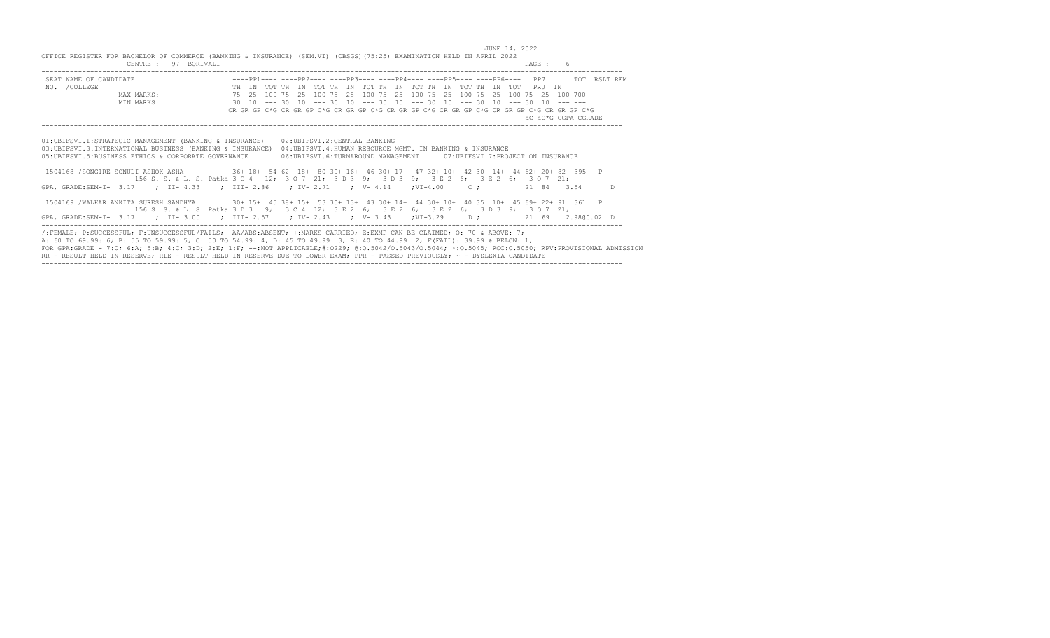JUNE 14, 2022

OFFICE REGISTER FOR BACHELOR OF COMMERCE (BANKING & INSURANCE) (SEM.VI) (CBSGS)(75:25) EXAMINATION HELD IN APRIL 2022

CENTRE : 97 BORIVALI

```
-------------------------------------------------------------------------------------------------------------------------------------------
 SEAT NAME OF CANDIDATE                       ----PP1---- ----PP2---- ----PP3---- ----PP4---- ----PP5---- ----PP6----   PP7       TOT  RSLT REM
 NO.  /COLLEGE                                TH  IN  TOT TH  IN  TOT TH  IN  TOT TH  IN  TOT TH  IN  TOT TH  IN  TOT   PRJ  IN
                MAX MARKS:                    75  25  100 75  25  100 75  25  100 75  25  100 75  25  100 75  25  100 75  25  100 700
                MIN MARKS:                    30  10  --- 30  10  --- 30  10  --- 30  10  --- 30  10  --- 30  10  --- 30  10  --- ---
                                             CR GR GP C*G CR GR GP C*G CR GR GP C*G CR GR GP C*G CR GR GP C*G CR GR GP C*G CR GR GP C*G
                                                                                                                  äC äC*G CGPA CGRADE
-------------------------------------------------------------------------------------------------------------------------------------------

01:UBIFSVI.1:STRATEGIC MANAGEMENT (BANKING & INSURANCE)    02:UBIFSVI.2:CENTRAL BANKING
03:UBIFSVI.3:INTERNATIONAL BUSINESS (BANKING & INSURANCE)  04:UBIFSVI.4:HUMAN RESOURCE MGMT. IN BANKING & INSURANCE
05:UBIFSVI.5:BUSINESS ETHICS & CORPORATE GOVERNANCE        06:UBIFSVI.6:TURNAROUND MANAGEMENT      07:UBIFSVI.7:PROJECT ON INSURANCE

 1504168 /SONGIRE SONULI ASHOK ASHA           36+ 18+  54 62  18+  80 30+ 16+  46 30+ 17+  47 32+ 10+  42 30+ 14+  44 62+ 20+ 82  395   P
                      156 S. S. & L. S. Patka 3 C 4  12;  3 O 7  21;  3 D 3  9;   3 D 3  9;   3 E 2  6;   3 E 2  6;   3 O 7  21;
GPA, GRADE:SEM-I-  3.17    ; II- 4.33    ; III- 2.86    ; IV- 2.71    ;  V- 4.14    ;VI-4.00      C ;           21  84    3.54       D

 1504169 /WALKAR ANKITA SURESH SANDHYA        30+ 15+  45 38+ 15+  53 30+ 13+  43 30+ 14+  44 30+ 10+  40 35  10+  45 69+ 22+ 91  361   P
                      156 S. S. & L. S. Patka 3 D 3  9;   3 C 4  12;  3 E 2  6;   3 E 2  6;   3 E 2  6;   3 D 3  9;   3 O 7  21;
GPA, GRADE:SEM-I-  3.17    ; II- 3.00    ; III- 2.57    ; IV- 2.43    ;  V- 3.43    ;VI-3.29      D ;           21  69    2.98@0.02  D
-------------------------------------------------------------------------------------------------------------------------------------------
/:FEMALE; P:SUCCESSFUL; F:UNSUCCESSFUL/FAILS;  AA/ABS:ABSENT; +:MARKS CARRIED; E:EXMP CAN BE CLAIMED; O: 70 & ABOVE: 7;
A: 60 TO 69.99: 6; B: 55 TO 59.99: 5; C: 50 TO 54.99: 4; D: 45 TO 49.99: 3; E: 40 TO 44.99: 2; F(FAIL): 39.99 & BELOW: 1;
FOR GPA:GRADE - 7:O; 6:A; 5:B; 4:C; 3:D; 2:E; 1:F; --:NOT APPLICABLE;#:O229; @:O.5042/O.5043/O.5044; *:O.5045; RCC:O.5050; RPV:PROVISIONAL ADMISSION
RR - RESULT HELD IN RESERVE; RLE - RESULT HELD IN RESERVE DUE TO LOWER EXAM; PPR - PASSED PREVIOUSLY; ~ - DYSLEXIA CANDIDATE
-------------------------------------------------------------------------------------------------------------------------------------------
```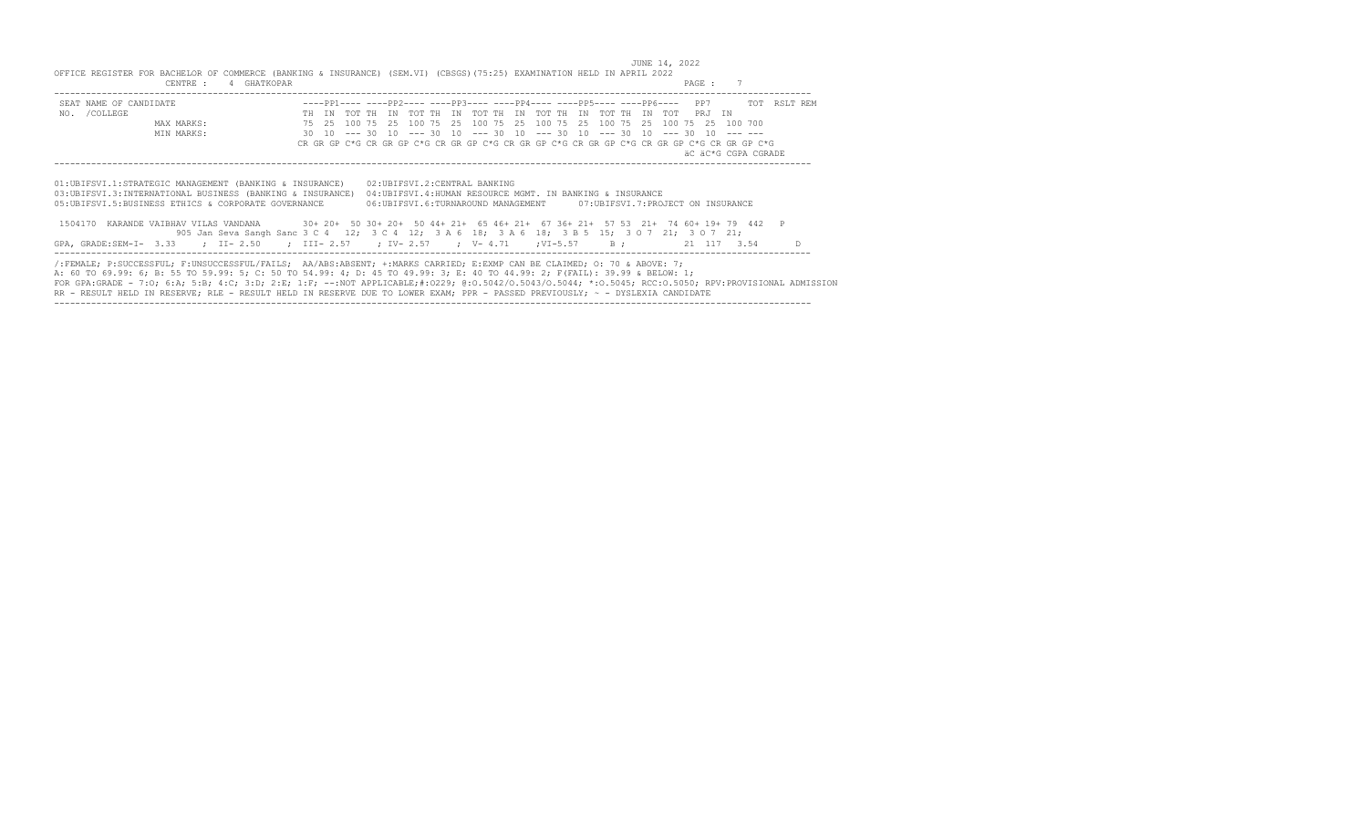JUNE 14, 2022

OFFICE REGISTER FOR BACHELOR OF COMMERCE (BANKING & INSURANCE) (SEM.VI) (CBSGS)(75:25) EXAMINATION HELD IN APRIL 2022

CENTRE : 4 GHATKOPAR

PAGE : 7

```
SEAT NAME OF CANDIDATE                ----PP1---- ----PP2---- ----PP3---- ----PP4---- ----PP5---- ----PP6----   PP7      TOT  RSLT REM
NO.  /COLLEGE                          TH  IN  TOT TH  IN  TOT TH  IN  TOT TH  IN  TOT TH  IN  TOT TH  IN  TOT   PRJ  IN
              MAX MARKS:               75  25  100 75  25  100 75  25  100 75  25  100 75  25  100 75  25  100 75  25  100 700
              MIN MARKS:               30  10  --- 30  10  --- 30  10  --- 30  10  --- 30  10  --- 30  10  --- 30  10  --- ---
                                      CR GR GP C*G CR GR GP C*G CR GR GP C*G CR GR GP C*G CR GR GP C*G CR GR GP C*G CR GR GP C*G
                                                                                                    äC äC*G CGPA CGRADE
```

01:UBIFSVI.1:STRATEGIC MANAGEMENT (BANKING & INSURANCE) 02:UBIFSVI.2:CENTRAL BANKING
03:UBIFSVI.3:INTERNATIONAL BUSINESS (BANKING & INSURANCE) 04:UBIFSVI.4:HUMAN RESOURCE MGMT. IN BANKING & INSURANCE
05:UBIFSVI.5:BUSINESS ETHICS & CORPORATE GOVERNANCE 06:UBIFSVI.6:TURNAROUND MANAGEMENT 07:UBIFSVI.7:PROJECT ON INSURANCE

```
1504170  KARANDE VAIBHAV VILAS VANDANA      30+ 20+  50 30+ 20+  50 44+ 21+  65 46+ 21+  67 36+ 21+  57 53  21+  74 60+ 19+ 79  442   P
                905 Jan Seva Sangh Sanc 3 C 4  12;  3 C 4  12;  3 A 6  18;  3 A 6  18;  3 B 5  15;  3 O 7  21;  3 O 7  21;
GPA, GRADE:SEM-I-  3.33    ; II- 2.50    ; III- 2.57    ; IV- 2.57    ; V- 4.71    ;VI-5.57     B ;          21  117  3.54      D
```

/:FEMALE; P:SUCCESSFUL; F:UNSUCCESSFUL/FAILS; AA/ABS:ABSENT; +:MARKS CARRIED; E:EXMP CAN BE CLAIMED; O: 70 & ABOVE: 7;
A: 60 TO 69.99: 6; B: 55 TO 59.99: 5; C: 50 TO 54.99: 4; D: 45 TO 49.99: 3; E: 40 TO 44.99: 2; F(FAIL): 39.99 & BELOW: 1;
FOR GPA:GRADE - 7:O; 6:A; 5:B; 4:C; 3:D; 2:E; 1:F; --:NOT APPLICABLE;#:O229; @:O.5042/O.5043/O.5044; *:O.5045; RCC:O.5050; RPV:PROVISIONAL ADMISSION
RR - RESULT HELD IN RESERVE; RLE - RESULT HELD IN RESERVE DUE TO LOWER EXAM; PPR - PASSED PREVIOUSLY; ~ - DYSLEXIA CANDIDATE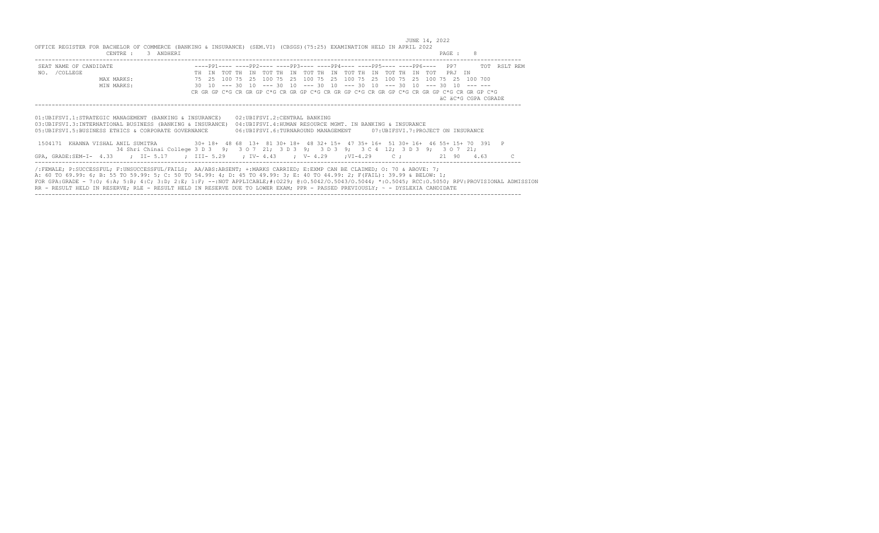JUNE 14, 2022

OFFICE REGISTER FOR BACHELOR OF COMMERCE (BANKING & INSURANCE) (SEM.VI) (CBSGS)(75:25) EXAMINATION HELD IN APRIL 2022

CENTRE : 3 ANDHERI

```
SEAT NAME OF CANDIDATE                ----PP1---- ----PP2---- ----PP3---- ----PP4---- ----PP5---- ----PP6----  PP7      TOT  RSLT REM
NO.  /COLLEGE                         TH  IN  TOT TH  IN  TOT TH  IN  TOT TH  IN  TOT TH  IN  TOT TH  IN  TOT  PRJ  IN
              MAX MARKS:              75  25  100 75  25  100 75  25  100 75  25  100 75  25  100 75  25  100 75  25  100 700
              MIN MARKS:              30  10  --- 30  10  --- 30  10  --- 30  10  --- 30  10  --- 30  10  --- 30  10  --- ---
                                      CR GR GP C*G CR GR GP C*G CR GR GP C*G CR GR GP C*G CR GR GP C*G CR GR GP C*G CR GR GP C*G
                                                                                                    äC äC*G CGPA CGRADE
```

01:UBIFSVI.1:STRATEGIC MANAGEMENT (BANKING & INSURANCE)    02:UBIFSVI.2:CENTRAL BANKING
03:UBIFSVI.3:INTERNATIONAL BUSINESS (BANKING & INSURANCE)  04:UBIFSVI.4:HUMAN RESOURCE MGMT. IN BANKING & INSURANCE
05:UBIFSVI.5:BUSINESS ETHICS & CORPORATE GOVERNANCE        06:UBIFSVI.6:TURNAROUND MANAGEMENT      07:UBIFSVI.7:PROJECT ON INSURANCE

```
1504171  KHANNA VISHAL ANIL SUMITRA          30+ 18+  48 68  13+  81 30+ 18+  48 32+ 15+  47 35+ 16+  51 30+ 16+  46 55+ 15+ 70  391   P
                   34 Shri Chinai College 3 D 3   9;   3 O 7  21;  3 D 3  9;   3 D 3  9;   3 C 4  12;  3 D 3  9;   3 O 7  21;
GPA, GRADE:SEM-I-  4.33     ; II- 5.17     ; III- 5.29     ; IV- 4.43     ; V- 4.29     ;VI-4.29     C ;           21  90    4.63       C
```

/:FEMALE; P:SUCCESSFUL; F:UNSUCCESSFUL/FAILS; AA/ABS:ABSENT; +:MARKS CARRIED; E:EXMP CAN BE CLAIMED; O: 70 & ABOVE: 7;
A: 60 TO 69.99: 6; B: 55 TO 59.99: 5; C: 50 TO 54.99: 4; D: 45 TO 49.99: 3; E: 40 TO 44.99: 2; F(FAIL): 39.99 & BELOW: 1;
FOR GPA:GRADE - 7:O; 6:A; 5:B; 4:C; 3:D; 2:E; 1:F; --:NOT APPLICABLE;#:O229; @:O.5042/O.5043/O.5044; *:O.5045; RCC:O.5050; RPV:PROVISIONAL ADMISSION
RR - RESULT HELD IN RESERVE; RLE - RESULT HELD IN RESERVE DUE TO LOWER EXAM; PPR - PASSED PREVIOUSLY; ~ - DYSLEXIA CANDIDATE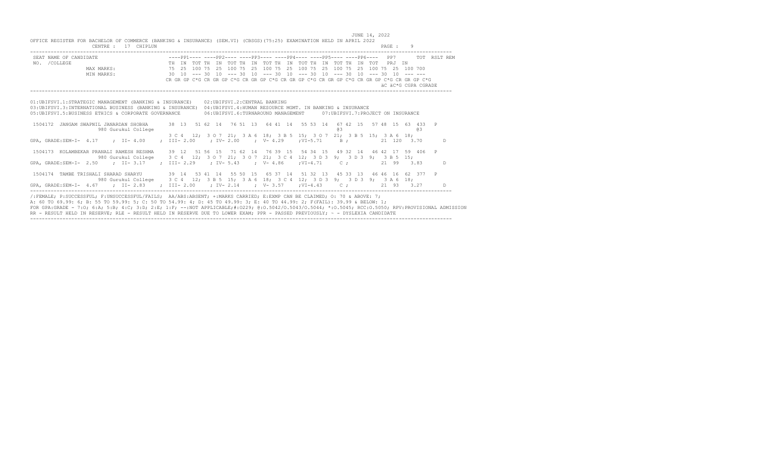JUNE 14, 2022

OFFICE REGISTER FOR BACHELOR OF COMMERCE (BANKING & INSURANCE) (SEM.VI) (CBSGS)(75:25) EXAMINATION HELD IN APRIL 2022

CENTRE : 17 CHIPLUN

```
SEAT NAME OF CANDIDATE                  ----PP1---- ----PP2---- ----PP3---- ----PP4---- ----PP5---- ----PP6----   PP7      TOT  RSLT REM
NO. /COLLEGE                            TH  IN  TOT TH  IN  TOT TH  IN  TOT TH  IN  TOT TH  IN  TOT TH  IN  TOT   PRJ  IN
           MAX MARKS:                   75  25  100 75  25  100 75  25  100 75  25  100 75  25  100 75  25  100 75  25  100 700
           MIN MARKS:                   30  10  --- 30  10  --- 30  10  --- 30  10  --- 30  10  --- 30  10  --- 30  10  --- ---
                                       CR GR GP C*G CR GR GP C*G CR GR GP C*G CR GR GP C*G CR GR GP C*G CR GR GP C*G CR GR GP C*G
                                                                                                            äC äC*G CGPA CGRADE
```

01:UBIFSVI.1:STRATEGIC MANAGEMENT (BANKING & INSURANCE)    02:UBIFSVI.2:CENTRAL BANKING
03:UBIFSVI.3:INTERNATIONAL BUSINESS (BANKING & INSURANCE)  04:UBIFSVI.4:HUMAN RESOURCE MGMT. IN BANKING & INSURANCE
05:UBIFSVI.5:BUSINESS ETHICS & CORPORATE GOVERNANCE        06:UBIFSVI.6:TURNAROUND MANAGEMENT      07:UBIFSVI.7:PROJECT ON INSURANCE

```
 1504172  JANGAM SWAPNIL JANARDAN SHOBHA       38 13  51 62 14  76 51 13  64 41 14  55 53 14  67 42 15  57 48 15  63 433   P
                    980 Gurukul College                                                         @3                        @3
                                              3 C 4  12;  3 O 7  21;  3 A 6  18;  3 B 5  15;  3 O 7  21;  3 B 5  15;  3 A 6  18;
GPA, GRADE:SEM-I- 4.17    ; II- 4.00    ; III- 2.00    ; IV- 2.00    ; V- 4.29    ;VI-5.71     B ;          21  120   3.70       D

 1504173  KOLAMBEKAR PRANALI RAMESH RESHMA     39 12  51 56 15  71 62 14  76 39 15  54 34 15  49 32 14  46 42 17  59 406   P
                    980 Gurukul College       3 C 4  12;  3 O 7  21;  3 O 7  21;  3 C 4  12;  3 D 3  9;  3 D 3  9;  3 B 5  15;
GPA, GRADE:SEM-I- 2.50    ; II- 3.17    ; III- 2.29    ; IV- 5.43    ; V- 4.86    ;VI-4.71     C ;          21  99    3.83       D

 1504174  TAMBE TRISHALI SHARAD SHARYU         39 14  53 41 14  55 50 15  65 37 14  51 32 13  45 33 13  46 46 16  62 377   P
                    980 Gurukul College       3 C 4  12;  3 B 5  15;  3 A 6  18;  3 C 4  12;  3 D 3  9;  3 D 3  9;  3 A 6  18;
GPA, GRADE:SEM-I- 4.67    ; II- 2.83    ; III- 2.00    ; IV- 2.14    ; V- 3.57    ;VI-4.43     C ;          21  93    3.27       D
```

/:FEMALE; P:SUCCESSFUL; F:UNSUCCESSFUL/FAILS; AA/ABS:ABSENT; +:MARKS CARRIED; E:EXMP CAN BE CLAIMED; O: 70 & ABOVE: 7;
A: 60 TO 69.99: 6; B: 55 TO 59.99: 5; C: 50 TO 54.99: 4; D: 45 TO 49.99: 3; E: 40 TO 44.99: 2; F(FAIL): 39.99 & BELOW: 1;
FOR GPA:GRADE - 7:O; 6:A; 5:B; 4:C; 3:D; 2:E; 1:F; --:NOT APPLICABLE;#:O229; @:O.5042/O.5043/O.5044; *:O.5045; RCC:O.5050; RPV:PROVISIONAL ADMISSION
RR - RESULT HELD IN RESERVE; RLE - RESULT HELD IN RESERVE DUE TO LOWER EXAM; PPR - PASSED PREVIOUSLY; ~ - DYSLEXIA CANDIDATE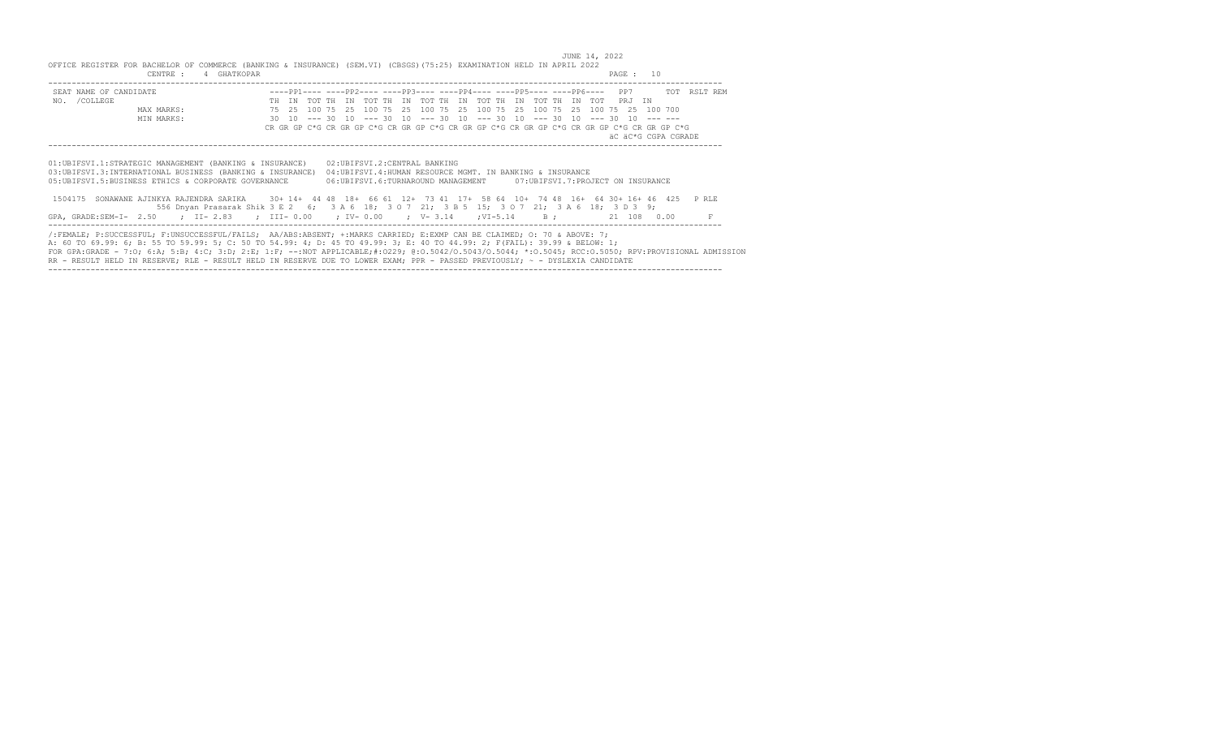JUNE 14, 2022

OFFICE REGISTER FOR BACHELOR OF COMMERCE (BANKING & INSURANCE) (SEM.VI) (CBSGS)(75:25) EXAMINATION HELD IN APRIL 2022

CENTRE : 4 GHATKOPAR

```
 SEAT NAME OF CANDIDATE                      ----PP1---- ----PP2---- ----PP3---- ----PP4---- ----PP5---- ----PP6----   PP7      TOT  RSLT REM
 NO. /COLLEGE                                TH  IN  TOT TH  IN  TOT TH  IN  TOT TH  IN  TOT TH  IN  TOT TH  IN  TOT   PRJ  IN
                 MAX MARKS:                  75  25  100 75  25  100 75  25  100 75  25  100 75  25  100 75  25  100 75  25  100 700
                 MIN MARKS:                  30  10  --- 30  10  --- 30  10  --- 30  10  --- 30  10  --- 30  10  --- 30  10  --- ---
                                            CR GR GP C*G CR GR GP C*G CR GR GP C*G CR GR GP C*G CR GR GP C*G CR GR GP C*G CR GR GP C*G
                                                                                                               äC äC*G CGPA CGRADE
```

01:UBIFSVI.1:STRATEGIC MANAGEMENT (BANKING & INSURANCE)    02:UBIFSVI.2:CENTRAL BANKING
03:UBIFSVI.3:INTERNATIONAL BUSINESS (BANKING & INSURANCE)  04:UBIFSVI.4:HUMAN RESOURCE MGMT. IN BANKING & INSURANCE
05:UBIFSVI.5:BUSINESS ETHICS & CORPORATE GOVERNANCE        06:UBIFSVI.6:TURNAROUND MANAGEMENT      07:UBIFSVI.7:PROJECT ON INSURANCE

```
 1504175  SONAWANE AJINKYA RAJENDRA SARIKA     30+ 14+  44 48  18+  66 61  12+  73 41  17+  58 64  10+  74 48  16+  64 30+ 16+ 46  425   P RLE
                 556 Dnyan Prasarak Shik 3 E 2  6;   3 A 6  18;  3 O 7  21;  3 B 5  15;  3 O 7  21;  3 A 6  18;  3 D 3  9;
GPA, GRADE:SEM-I- 2.50     ; II- 2.83     ; III- 0.00     ; IV- 0.00     ; V- 3.14     ;VI-5.14      B ;           21  108   0.00       F
```

/:FEMALE; P:SUCCESSFUL; F:UNSUCCESSFUL/FAILS; AA/ABS:ABSENT; +:MARKS CARRIED; E:EXMP CAN BE CLAIMED; O: 70 & ABOVE: 7;
A: 60 TO 69.99: 6; B: 55 TO 59.99: 5; C: 50 TO 54.99: 4; D: 45 TO 49.99: 3; E: 40 TO 44.99: 2; F(FAIL): 39.99 & BELOW: 1;
FOR GPA:GRADE - 7:O; 6:A; 5:B; 4:C; 3:D; 2:E; 1:F; --:NOT APPLICABLE;#:O229; @:O.5042/O.5043/O.5044; *:O.5045; RCC:O.5050; RPV:PROVISIONAL ADMISSION
RR - RESULT HELD IN RESERVE; RLE - RESULT HELD IN RESERVE DUE TO LOWER EXAM; PPR - PASSED PREVIOUSLY; ~ - DYSLEXIA CANDIDATE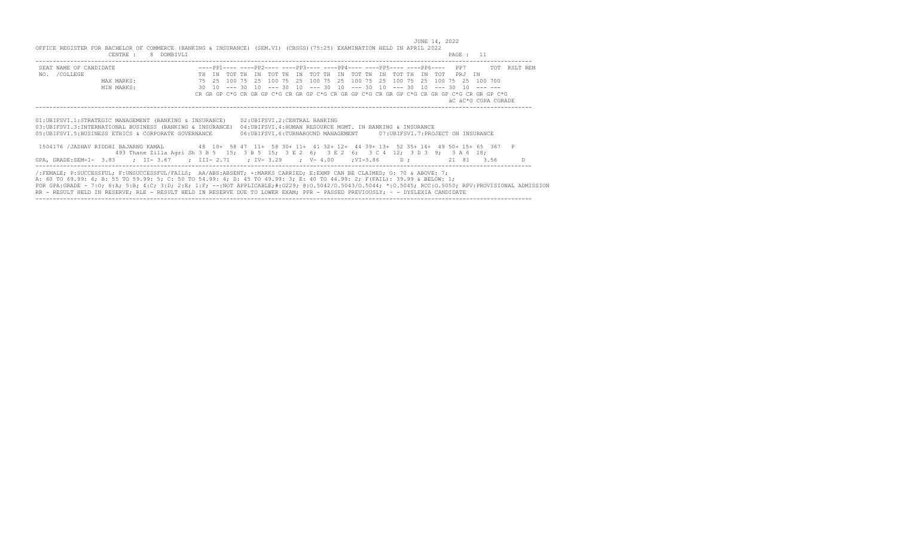JUNE 14, 2022

OFFICE REGISTER FOR BACHELOR OF COMMERCE (BANKING & INSURANCE) (SEM.VI) (CBSGS)(75:25) EXAMINATION HELD IN APRIL 2022

CENTRE : 8 DOMBIVLI

```
SEAT NAME OF CANDIDATE                ----PP1---- ----PP2---- ----PP3---- ----PP4---- ----PP5---- ----PP6----  PP7      TOT  RSLT REM
NO.  /COLLEGE                         TH  IN  TOT TH  IN  TOT TH  IN  TOT TH  IN  TOT TH  IN  TOT TH  IN  TOT  PRJ  IN
           MAX MARKS:                 75  25  100 75  25  100 75  25  100 75  25  100 75  25  100 75  25  100 75  25  100 700
           MIN MARKS:                 30  10  --- 30  10  --- 30  10  --- 30  10  --- 30  10  --- 30  10  --- 30  10  --- ---
                                      CR GR GP C*G CR GR GP C*G CR GR GP C*G CR GR GP C*G CR GR GP C*G CR GR GP C*G CR GR GP C*G
                                                                                                        äC äC*G CGPA CGRADE
```

01:UBIFSVI.1:STRATEGIC MANAGEMENT (BANKING & INSURANCE) 02:UBIFSVI.2:CENTRAL BANKING
03:UBIFSVI.3:INTERNATIONAL BUSINESS (BANKING & INSURANCE) 04:UBIFSVI.4:HUMAN RESOURCE MGMT. IN BANKING & INSURANCE
05:UBIFSVI.5:BUSINESS ETHICS & CORPORATE GOVERNANCE 06:UBIFSVI.6:TURNAROUND MANAGEMENT 07:UBIFSVI.7:PROJECT ON INSURANCE

```
1504176 /JADHAV RIDDHI BAJARNG KAMAL        48  10+  58 47  11+  58 30+ 11+  41 32+ 12+  44 39+ 13+  52 35+ 14+  49 50+ 15+ 65  367   P
         493 Thane Zilla Agri Sh 3 B 5  15;  3 B 5  15;  3 E 2  6;   3 E 2  6;   3 C 4  12;  3 D 3  9;   3 A 6  18;
GPA, GRADE:SEM-I- 3.83   ; II- 3.67   ; III- 2.71   ; IV- 3.29   ; V- 4.00   ;VI-3.86     D ;          21  81    3.56       D
```

/:FEMALE; P:SUCCESSFUL; F:UNSUCCESSFUL/FAILS; AA/ABS:ABSENT; +:MARKS CARRIED; E:EXMP CAN BE CLAIMED; O: 70 & ABOVE: 7;
A: 60 TO 69.99: 6; B: 55 TO 59.99: 5; C: 50 TO 54.99: 4; D: 45 TO 49.99: 3; E: 40 TO 44.99: 2; F(FAIL): 39.99 & BELOW: 1;
FOR GPA:GRADE - 7:O; 6:A; 5:B; 4:C; 3:D; 2:E; 1:F; --:NOT APPLICABLE;#:O229; @:O.5042/O.5043/O.5044; *:O.5045; RCC:O.5050; RPV:PROVISIONAL ADMISSION
RR - RESULT HELD IN RESERVE; RLE - RESULT HELD IN RESERVE DUE TO LOWER EXAM; PPR - PASSED PREVIOUSLY; ~ - DYSLEXIA CANDIDATE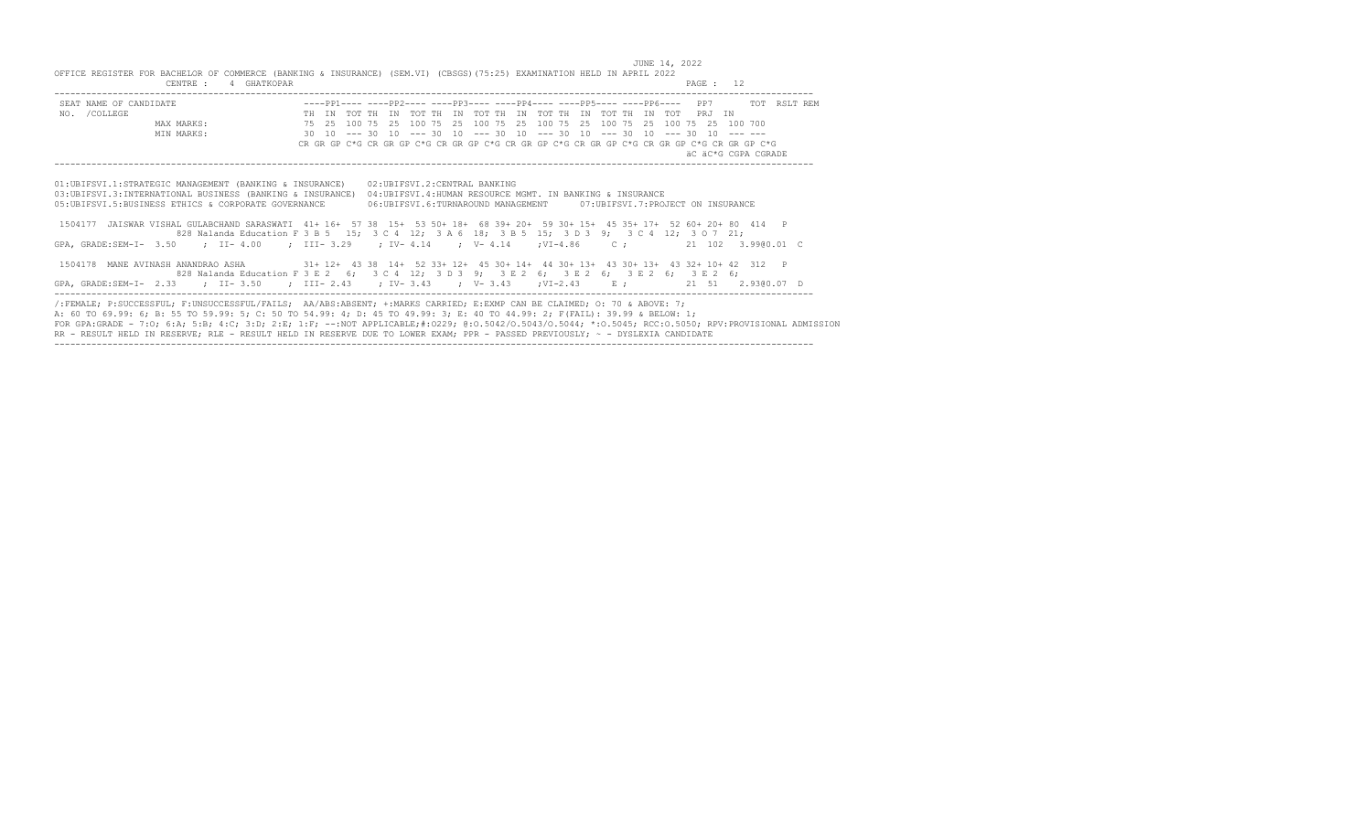JUNE 14, 2022

OFFICE REGISTER FOR BACHELOR OF COMMERCE (BANKING & INSURANCE) (SEM.VI) (CBSGS)(75:25) EXAMINATION HELD IN APRIL 2022

CENTRE : 4 GHATKOPAR

```
SEAT NAME OF CANDIDATE                ----PP1---- ----PP2---- ----PP3---- ----PP4---- ----PP5---- ----PP6----  PP7      TOT  RSLT REM
NO. /COLLEGE                          TH  IN  TOT TH  IN  TOT TH  IN  TOT TH  IN  TOT TH  IN  TOT TH  IN  TOT  PRJ  IN
              MAX MARKS:              75  25  100 75  25  100 75  25  100 75  25  100 75  25  100 75  25  100 75  25  100 700
              MIN MARKS:              30  10  --- 30  10  --- 30  10  --- 30  10  --- 30  10  --- 30  10  --- 30  10  --- ---
                                      CR GR GP C*G CR GR GP C*G CR GR GP C*G CR GR GP C*G CR GR GP C*G CR GR GP C*G CR GR GP C*G
                                                                                                    äC äC*G CGPA CGRADE
```

01:UBIFSVI.1:STRATEGIC MANAGEMENT (BANKING & INSURANCE)    02:UBIFSVI.2:CENTRAL BANKING
03:UBIFSVI.3:INTERNATIONAL BUSINESS (BANKING & INSURANCE)  04:UBIFSVI.4:HUMAN RESOURCE MGMT. IN BANKING & INSURANCE
05:UBIFSVI.5:BUSINESS ETHICS & CORPORATE GOVERNANCE        06:UBIFSVI.6:TURNAROUND MANAGEMENT      07:UBIFSVI.7:PROJECT ON INSURANCE

```
1504177  JAISWAR VISHAL GULABCHAND SARASWATI  41+ 16+  57 38  15+  53 50+ 18+  68 39+ 20+  59 30+ 15+  45 35+ 17+  52 60+ 20+ 80  414   P
                 828 Nalanda Education F 3 B 5  15;  3 C 4  12;  3 A 6  18;  3 B 5  15;  3 D 3  9;   3 C 4  12;  3 O 7  21;
GPA, GRADE:SEM-I- 3.50    ; II- 4.00    ; III- 3.29    ; IV- 4.14    ; V- 4.14    ;VI-4.86     C ;          21  102   3.99@0.01  C

1504178  MANE AVINASH ANANDRAO ASHA           31+ 12+  43 38  14+  52 33+ 12+  45 30+ 14+  44 30+ 13+  43 30+ 13+  43 32+ 10+ 42  312   P
                 828 Nalanda Education F 3 E 2  6;   3 C 4  12;  3 D 3  9;   3 E 2  6;   3 E 2  6;   3 E 2  6;   3 E 2  6;
GPA, GRADE:SEM-I- 2.33    ; II- 3.50    ; III- 2.43    ; IV- 3.43    ; V- 3.43    ;VI-2.43     E ;          21  51    2.93@0.07  D
```

/:FEMALE; P:SUCCESSFUL; F:UNSUCCESSFUL/FAILS; AA/ABS:ABSENT; +:MARKS CARRIED; E:EXMP CAN BE CLAIMED; O: 70 & ABOVE: 7;
A: 60 TO 69.99: 6; B: 55 TO 59.99: 5; C: 50 TO 54.99: 4; D: 45 TO 49.99: 3; E: 40 TO 44.99: 2; F(FAIL): 39.99 & BELOW: 1;
FOR GPA:GRADE - 7:O; 6:A; 5:B; 4:C; 3:D; 2:E; 1:F; --:NOT APPLICABLE;#:O229; @:O.5042/O.5043/O.5044; *:O.5045; RCC:O.5050; RPV:PROVISIONAL ADMISSION
RR - RESULT HELD IN RESERVE; RLE - RESULT HELD IN RESERVE DUE TO LOWER EXAM; PPR - PASSED PREVIOUSLY; ~ - DYSLEXIA CANDIDATE